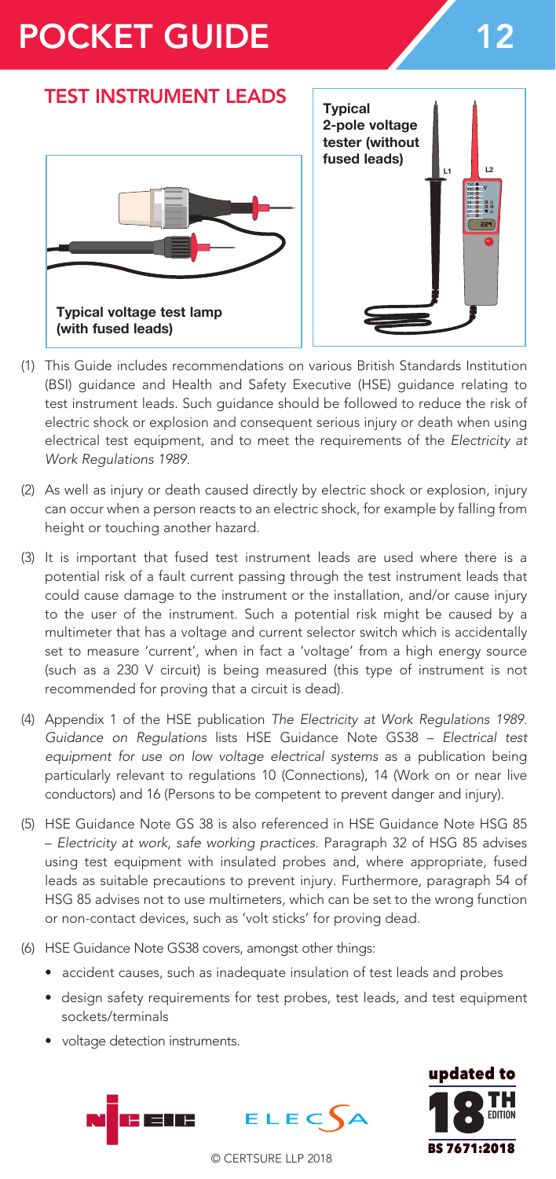# POCKET GUIDE 12

## TEST INSTRUMENT LEADS

Typical voltage test lamp (with fused leads)

Typical 2-pole voltage tester (without fused leads)

(1) This Guide includes recommendations on various British Standards Institution (BSI) guidance and Health and Safety Executive (HSE) guidance relating to test instrument leads. Such guidance should be followed to reduce the risk of electric shock or explosion and consequent serious injury or death when using electrical test equipment, and to meet the requirements of the *Electricity at Work Regulations 1989*.

(2) As well as injury or death caused directly by electric shock or explosion, injury can occur when a person reacts to an electric shock, for example by falling from height or touching another hazard.

(3) It is important that fused test instrument leads are used where there is a potential risk of a fault current passing through the test instrument leads that could cause damage to the instrument or the installation, and/or cause injury to the user of the instrument. Such a potential risk might be caused by a multimeter that has a voltage and current selector switch which is accidentally set to measure 'current', when in fact a 'voltage' from a high energy source (such as a 230 V circuit) is being measured (this type of instrument is not recommended for proving that a circuit is dead).

(4) Appendix 1 of the HSE publication *The Electricity at Work Regulations 1989. Guidance on Regulations* lists HSE Guidance Note GS38 – *Electrical test equipment for use on low voltage electrical systems* as a publication being particularly relevant to regulations 10 (Connections), 14 (Work on or near live conductors) and 16 (Persons to be competent to prevent danger and injury).

(5) HSE Guidance Note GS 38 is also referenced in HSE Guidance Note HSG 85 – *Electricity at work, safe working practices*. Paragraph 32 of HSG 85 advises using test equipment with insulated probes and, where appropriate, fused leads as suitable precautions to prevent injury. Furthermore, paragraph 54 of HSG 85 advises not to use multimeters, which can be set to the wrong function or non-contact devices, such as 'volt sticks' for proving dead.

(6) HSE Guidance Note GS38 covers, amongst other things:

- accident causes, such as inadequate insulation of test leads and probes
- design safety requirements for test probes, test leads, and test equipment sockets/terminals
- voltage detection instruments.

updated to 18TH EDITION BS 7671:2018

© CERTSURE LLP 2018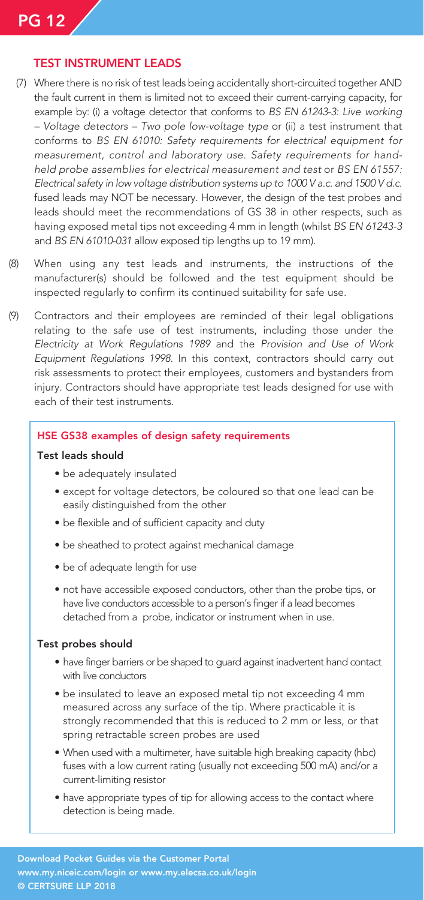## TEST INSTRUMENT LEADS

(7) Where there is no risk of test leads being accidentally short-circuited together AND the fault current in them is limited not to exceed their current-carrying capacity, for example by: (i) a voltage detector that conforms to *BS EN 61243-3: Live working – Voltage detectors – Two pole low-voltage type* or (ii) a test instrument that conforms to *BS EN 61010: Safety requirements for electrical equipment for measurement, control and laboratory use. Safety requirements for hand-held probe assemblies for electrical measurement and test* or *BS EN 61557: Electrical safety in low voltage distribution systems up to 1000 V a.c. and 1500 V d.c.* fused leads may NOT be necessary. However, the design of the test probes and leads should meet the recommendations of GS 38 in other respects, such as having exposed metal tips not exceeding 4 mm in length (whilst *BS EN 61243-3* and *BS EN 61010-031* allow exposed tip lengths up to 19 mm).

(8) When using any test leads and instruments, the instructions of the manufacturer(s) should be followed and the test equipment should be inspected regularly to confirm its continued suitability for safe use.

(9) Contractors and their employees are reminded of their legal obligations relating to the safe use of test instruments, including those under the *Electricity at Work Regulations 1989* and the *Provision and Use of Work Equipment Regulations 1998*. In this context, contractors should carry out risk assessments to protect their employees, customers and bystanders from injury. Contractors should have appropriate test leads designed for use with each of their test instruments.

### HSE GS38 examples of design safety requirements

**Test leads should**

- be adequately insulated
- except for voltage detectors, be coloured so that one lead can be easily distinguished from the other
- be flexible and of sufficient capacity and duty
- be sheathed to protect against mechanical damage
- be of adequate length for use
- not have accessible exposed conductors, other than the probe tips, or have live conductors accessible to a person's finger if a lead becomes detached from a probe, indicator or instrument when in use.

**Test probes should**

- have finger barriers or be shaped to guard against inadvertent hand contact with live conductors
- be insulated to leave an exposed metal tip not exceeding 4 mm measured across any surface of the tip. Where practicable it is strongly recommended that this is reduced to 2 mm or less, or that spring retractable screen probes are used
- When used with a multimeter, have suitable high breaking capacity (hbc) fuses with a low current rating (usually not exceeding 500 mA) and/or a current-limiting resistor
- have appropriate types of tip for allowing access to the contact where detection is being made.

Download Pocket Guides via the Customer Portal
www.my.niceic.com/login or www.my.elecsa.co.uk/login
© CERTSURE LLP 2018